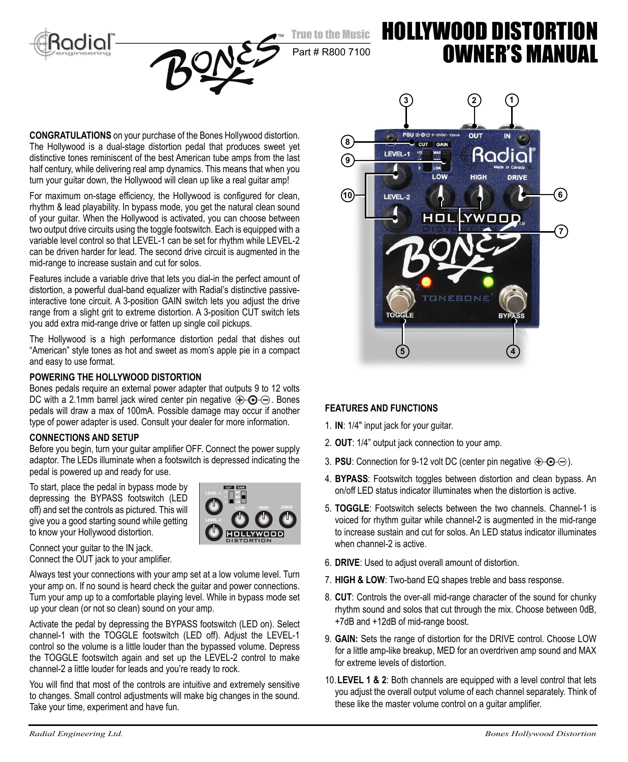# HOLLYWOOD DISTORTION OWNER'S MANUAL

True to the Music

Part # R800 7100

**CONGRATULATIONS** on your purchase of the Bones Hollywood distortion. The Hollywood is a dual-stage distortion pedal that produces sweet yet distinctive tones reminiscent of the best American tube amps from the last half century, while delivering real amp dynamics. This means that when you turn your guitar down, the Hollywood will clean up like a real guitar amp!

For maximum on-stage efficiency, the Hollywood is configured for clean, rhythm & lead playability. In bypass mode, you get the natural clean sound of your guitar. When the Hollywood is activated, you can choose between two output drive circuits using the toggle footswitch. Each is equipped with a variable level control so that LEVEL-1 can be set for rhythm while LEVEL-2 can be driven harder for lead. The second drive circuit is augmented in the mid-range to increase sustain and cut for solos.

Features include a variable drive that lets you dial-in the perfect amount of distortion, a powerful dual-band equalizer with Radial's distinctive passive-interactive tone circuit. A 3-position GAIN switch lets you adjust the drive range from a slight grit to extreme distortion. A 3-position CUT switch lets you add extra mid-range drive or fatten up single coil pickups.

The Hollywood is a high performance distortion pedal that dishes out "American" style tones as hot and sweet as mom's apple pie in a compact and easy to use format.

### POWERING THE HOLLYWOOD DISTORTION

Bones pedals require an external power adapter that outputs 9 to 12 volts DC with a 2.1mm barrel jack wired center pin negative ⊕-⊙-⊖. Bones pedals will draw a max of 100mA. Possible damage may occur if another type of power adapter is used. Consult your dealer for more information.

### CONNECTIONS AND SETUP

Before you begin, turn your guitar amplifier OFF. Connect the power supply adaptor. The LEDs illuminate when a footswitch is depressed indicating the pedal is powered up and ready for use.

To start, place the pedal in bypass mode by depressing the BYPASS footswitch (LED off) and set the controls as pictured. This will give you a good starting sound while getting to know your Hollywood distortion.

Connect your guitar to the IN jack.
Connect the OUT jack to your amplifier.

Always test your connections with your amp set at a low volume level. Turn your amp on. If no sound is heard check the guitar and power connections. Turn your amp up to a comfortable playing level. While in bypass mode set up your clean (or not so clean) sound on your amp.

Activate the pedal by depressing the BYPASS footswitch (LED on). Select channel-1 with the TOGGLE footswitch (LED off). Adjust the LEVEL-1 control so the volume is a little louder than the bypassed volume. Depress the TOGGLE footswitch again and set up the LEVEL-2 control to make channel-2 a little louder for leads and you're ready to rock.

You will find that most of the controls are intuitive and extremely sensitive to changes. Small control adjustments will make big changes in the sound. Take your time, experiment and have fun.

### FEATURES AND FUNCTIONS

1. **IN**: 1/4" input jack for your guitar.
2. **OUT**: 1/4" output jack connection to your amp.
3. **PSU**: Connection for 9-12 volt DC (center pin negative ⊕-⊙-⊖).
4. **BYPASS**: Footswitch toggles between distortion and clean bypass. An on/off LED status indicator illuminates when the distortion is active.
5. **TOGGLE**: Footswitch selects between the two channels. Channel-1 is voiced for rhythm guitar while channel-2 is augmented in the mid-range to increase sustain and cut for solos. An LED status indicator illuminates when channel-2 is active.
6. **DRIVE**: Used to adjust overall amount of distortion.
7. **HIGH & LOW**: Two-band EQ shapes treble and bass response.
8. **CUT**: Controls the over-all mid-range character of the sound for chunky rhythm sound and solos that cut through the mix. Choose between 0dB, +7dB and +12dB of mid-range boost.
9. **GAIN:** Sets the range of distortion for the DRIVE control. Choose LOW for a little amp-like breakup, MED for an overdriven amp sound and MAX for extreme levels of distortion.
10. **LEVEL 1 & 2**: Both channels are equipped with a level control that lets you adjust the overall output volume of each channel separately. Think of these like the master volume control on a guitar amplifier.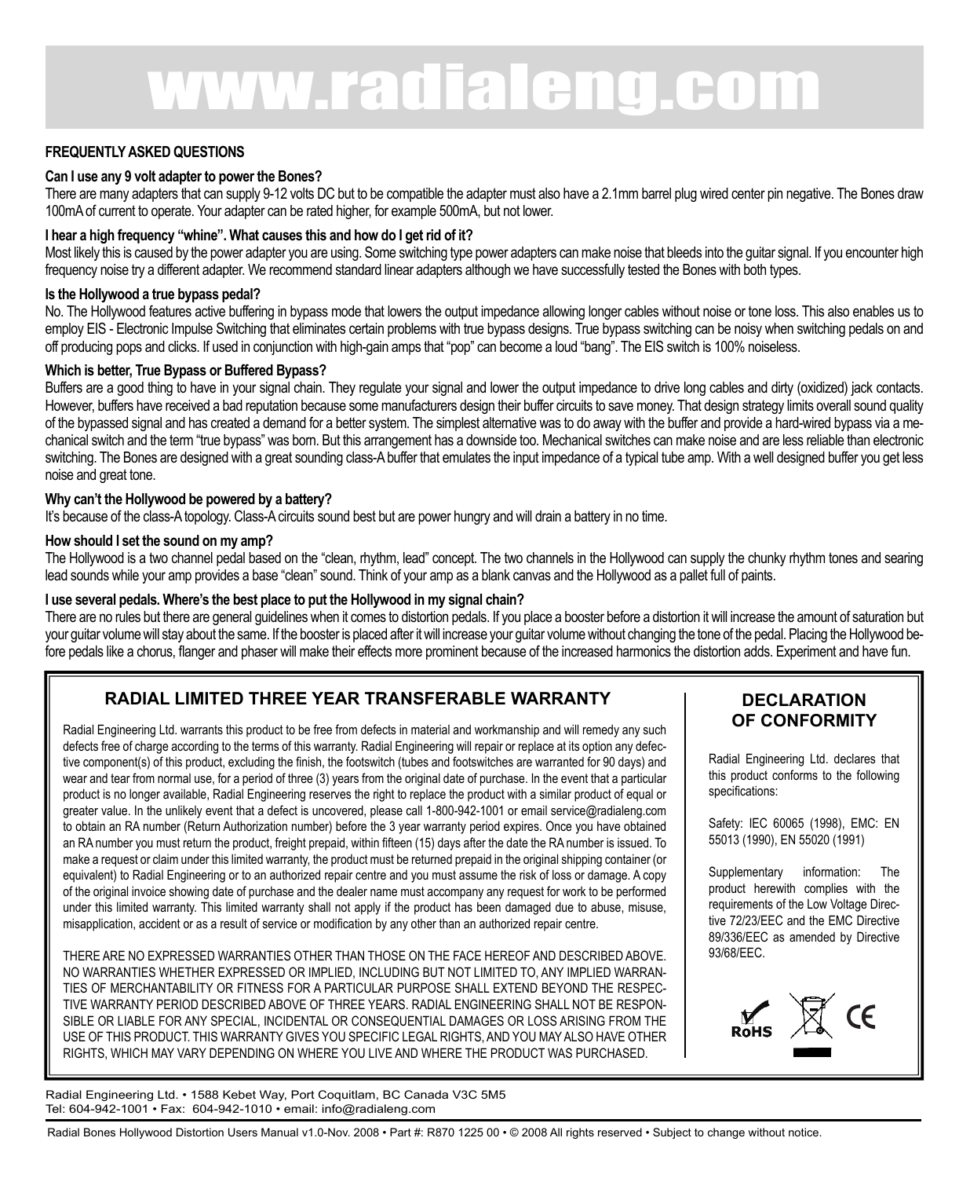# www.radialeng.com

## FREQUENTLY ASKED QUESTIONS

### Can I use any 9 volt adapter to power the Bones?

There are many adapters that can supply 9-12 volts DC but to be compatible the adapter must also have a 2.1mm barrel plug wired center pin negative. The Bones draw 100mA of current to operate. Your adapter can be rated higher, for example 500mA, but not lower.

### I hear a high frequency "whine". What causes this and how do I get rid of it?

Most likely this is caused by the power adapter you are using. Some switching type power adapters can make noise that bleeds into the guitar signal. If you encounter high frequency noise try a different adapter. We recommend standard linear adapters although we have successfully tested the Bones with both types.

### Is the Hollywood a true bypass pedal?

No. The Hollywood features active buffering in bypass mode that lowers the output impedance allowing longer cables without noise or tone loss. This also enables us to employ EIS - Electronic Impulse Switching that eliminates certain problems with true bypass designs. True bypass switching can be noisy when switching pedals on and off producing pops and clicks. If used in conjunction with high-gain amps that "pop" can become a loud "bang". The EIS switch is 100% noiseless.

### Which is better, True Bypass or Buffered Bypass?

Buffers are a good thing to have in your signal chain. They regulate your signal and lower the output impedance to drive long cables and dirty (oxidized) jack contacts. However, buffers have received a bad reputation because some manufacturers design their buffer circuits to save money. That design strategy limits overall sound quality of the bypassed signal and has created a demand for a better system. The simplest alternative was to do away with the buffer and provide a hard-wired bypass via a mechanical switch and the term "true bypass" was born. But this arrangement has a downside too. Mechanical switches can make noise and are less reliable than electronic switching. The Bones are designed with a great sounding class-A buffer that emulates the input impedance of a typical tube amp. With a well designed buffer you get less noise and great tone.

### Why can't the Hollywood be powered by a battery?

It's because of the class-A topology. Class-A circuits sound best but are power hungry and will drain a battery in no time.

### How should I set the sound on my amp?

The Hollywood is a two channel pedal based on the "clean, rhythm, lead" concept. The two channels in the Hollywood can supply the chunky rhythm tones and searing lead sounds while your amp provides a base "clean" sound. Think of your amp as a blank canvas and the Hollywood as a pallet full of paints.

### I use several pedals. Where's the best place to put the Hollywood in my signal chain?

There are no rules but there are general guidelines when it comes to distortion pedals. If you place a booster before a distortion it will increase the amount of saturation but your guitar volume will stay about the same. If the booster is placed after it will increase your guitar volume without changing the tone of the pedal. Placing the Hollywood before pedals like a chorus, flanger and phaser will make their effects more prominent because of the increased harmonics the distortion adds. Experiment and have fun.

## RADIAL LIMITED THREE YEAR TRANSFERABLE WARRANTY

Radial Engineering Ltd. warrants this product to be free from defects in material and workmanship and will remedy any such defects free of charge according to the terms of this warranty. Radial Engineering will repair or replace at its option any defective component(s) of this product, excluding the finish, the footswitch (tubes and footswitches are warranted for 90 days) and wear and tear from normal use, for a period of three (3) years from the original date of purchase. In the event that a particular product is no longer available, Radial Engineering reserves the right to replace the product with a similar product of equal or greater value. In the unlikely event that a defect is uncovered, please call 1-800-942-1001 or email service@radialeng.com to obtain an RA number (Return Authorization number) before the 3 year warranty period expires. Once you have obtained an RA number you must return the product, freight prepaid, within fifteen (15) days after the date the RA number is issued. To make a request or claim under this limited warranty, the product must be returned prepaid in the original shipping container (or equivalent) to Radial Engineering or to an authorized repair centre and you must assume the risk of loss or damage. A copy of the original invoice showing date of purchase and the dealer name must accompany any request for work to be performed under this limited warranty. This limited warranty shall not apply if the product has been damaged due to abuse, misuse, misapplication, accident or as a result of service or modification by any other than an authorized repair centre.

THERE ARE NO EXPRESSED WARRANTIES OTHER THAN THOSE ON THE FACE HEREOF AND DESCRIBED ABOVE. NO WARRANTIES WHETHER EXPRESSED OR IMPLIED, INCLUDING BUT NOT LIMITED TO, ANY IMPLIED WARRANTIES OF MERCHANTABILITY OR FITNESS FOR A PARTICULAR PURPOSE SHALL EXTEND BEYOND THE RESPECTIVE WARRANTY PERIOD DESCRIBED ABOVE OF THREE YEARS. RADIAL ENGINEERING SHALL NOT BE RESPONSIBLE OR LIABLE FOR ANY SPECIAL, INCIDENTAL OR CONSEQUENTIAL DAMAGES OR LOSS ARISING FROM THE USE OF THIS PRODUCT. THIS WARRANTY GIVES YOU SPECIFIC LEGAL RIGHTS, AND YOU MAY ALSO HAVE OTHER RIGHTS, WHICH MAY VARY DEPENDING ON WHERE YOU LIVE AND WHERE THE PRODUCT WAS PURCHASED.

## DECLARATION OF CONFORMITY

Radial Engineering Ltd. declares that this product conforms to the following specifications:

Safety: IEC 60065 (1998), EMC: EN 55013 (1990), EN 55020 (1991)

Supplementary information: The product herewith complies with the requirements of the Low Voltage Directive 72/23/EEC and the EMC Directive 89/336/EEC as amended by Directive 93/68/EEC.

RoHS CE

Radial Engineering Ltd. • 1588 Kebet Way, Port Coquitlam, BC Canada V3C 5M5
Tel: 604-942-1001 • Fax: 604-942-1010 • email: info@radialeng.com

Radial Bones Hollywood Distortion Users Manual v1.0-Nov. 2008 • Part #: R870 1225 00 • © 2008 All rights reserved • Subject to change without notice.